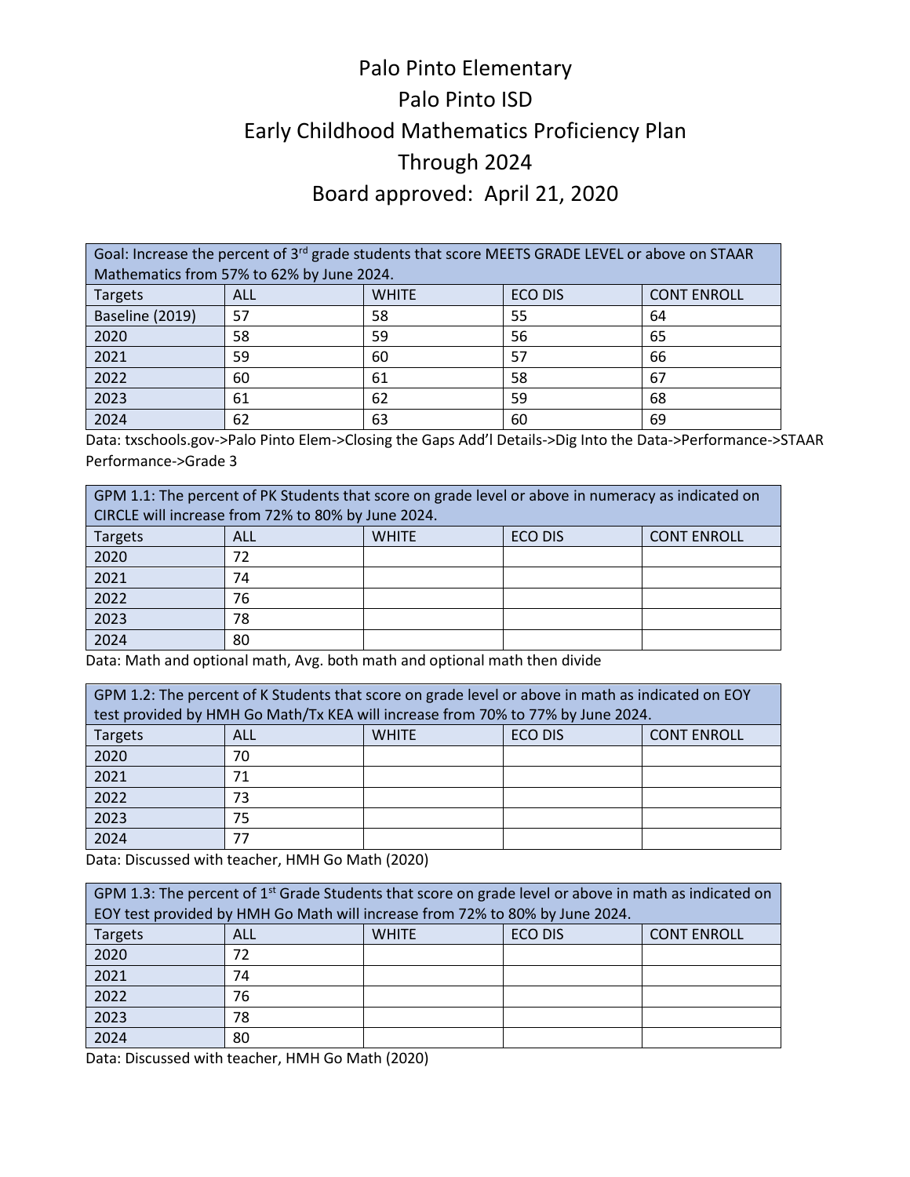# Palo Pinto Elementary

# Palo Pinto ISD

# Early Childhood Mathematics Proficiency Plan

# Through 2024

# Board approved: April 21, 2020

| Goal: Increase the percent of 3rd grade students that score MEETS GRADE LEVEL or above on STAAR Mathematics from 57% to 62% by June 2024. | | | | |
|---|---|---|---|---|
| Targets | ALL | WHITE | ECO DIS | CONT ENROLL |
| Baseline (2019) | 57 | 58 | 55 | 64 |
| 2020 | 58 | 59 | 56 | 65 |
| 2021 | 59 | 60 | 57 | 66 |
| 2022 | 60 | 61 | 58 | 67 |
| 2023 | 61 | 62 | 59 | 68 |
| 2024 | 62 | 63 | 60 | 69 |

Data: txschools.gov->Palo Pinto Elem->Closing the Gaps Add'l Details->Dig Into the Data->Performance->STAAR Performance->Grade 3

| GPM 1.1: The percent of PK Students that score on grade level or above in numeracy as indicated on CIRCLE will increase from 72% to 80% by June 2024. | | | | |
|---|---|---|---|---|
| Targets | ALL | WHITE | ECO DIS | CONT ENROLL |
| 2020 | 72 | | | |
| 2021 | 74 | | | |
| 2022 | 76 | | | |
| 2023 | 78 | | | |
| 2024 | 80 | | | |

Data: Math and optional math, Avg. both math and optional math then divide

| GPM 1.2: The percent of K Students that score on grade level or above in math as indicated on EOY test provided by HMH Go Math/Tx KEA will increase from 70% to 77% by June 2024. | | | | |
|---|---|---|---|---|
| Targets | ALL | WHITE | ECO DIS | CONT ENROLL |
| 2020 | 70 | | | |
| 2021 | 71 | | | |
| 2022 | 73 | | | |
| 2023 | 75 | | | |
| 2024 | 77 | | | |

Data: Discussed with teacher, HMH Go Math (2020)

| GPM 1.3: The percent of 1st Grade Students that score on grade level or above in math as indicated on EOY test provided by HMH Go Math will increase from 72% to 80% by June 2024. | | | | |
|---|---|---|---|---|
| Targets | ALL | WHITE | ECO DIS | CONT ENROLL |
| 2020 | 72 | | | |
| 2021 | 74 | | | |
| 2022 | 76 | | | |
| 2023 | 78 | | | |
| 2024 | 80 | | | |

Data: Discussed with teacher, HMH Go Math (2020)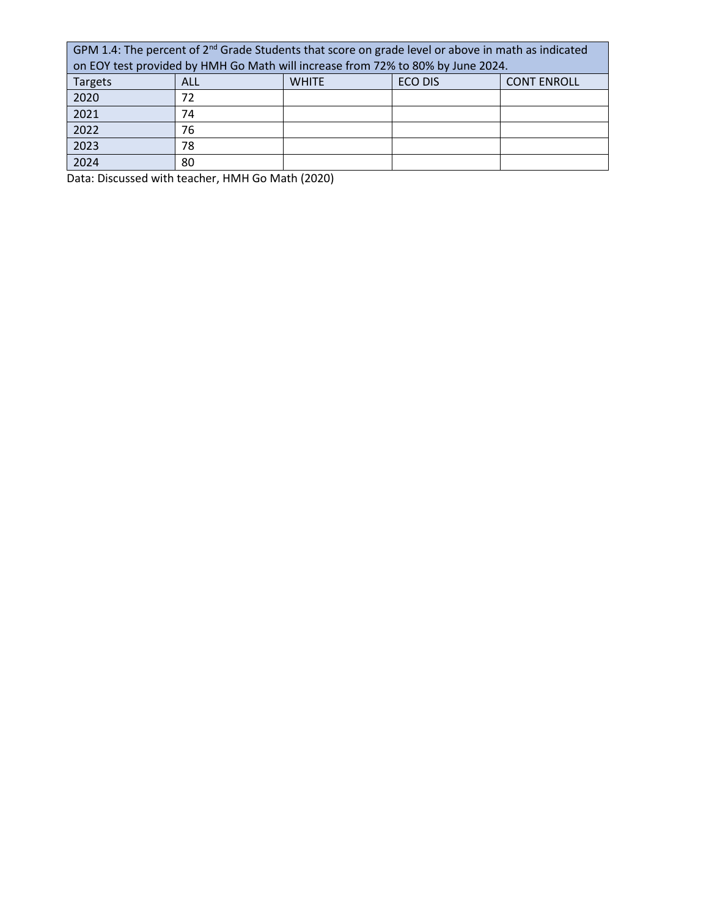| GPM 1.4: The percent of 2nd Grade Students that score on grade level or above in math as indicated on EOY test provided by HMH Go Math will increase from 72% to 80% by June 2024. | | | | |
|---|---|---|---|---|
| Targets | ALL | WHITE | ECO DIS | CONT ENROLL |
| 2020 | 72 | | | |
| 2021 | 74 | | | |
| 2022 | 76 | | | |
| 2023 | 78 | | | |
| 2024 | 80 | | | |

Data: Discussed with teacher, HMH Go Math (2020)